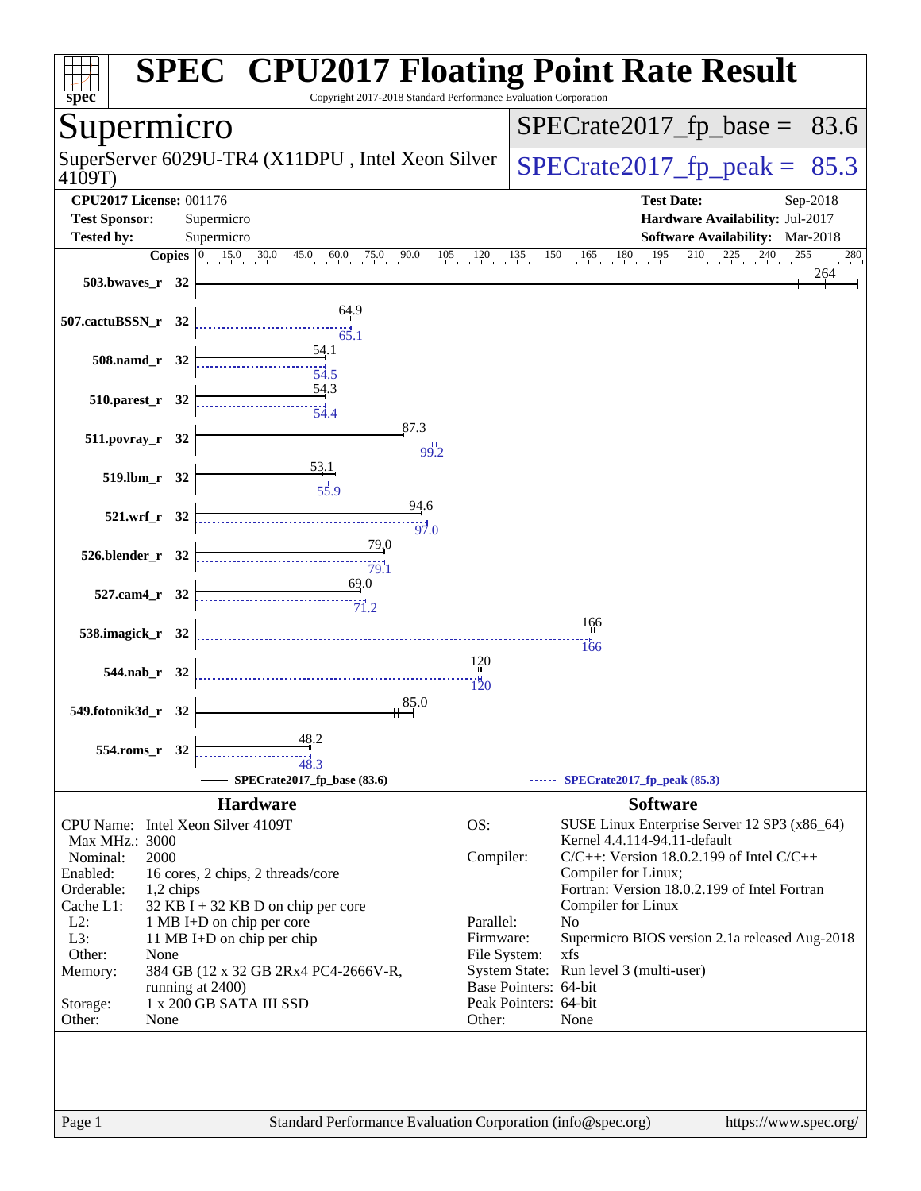# SPEC CPU2017 Floating Point Rate Result

Copyright 2017-2018 Standard Performance Evaluation Corporation

## Supermicro

SuperServer 6029U-TR4 (X11DPU , Intel Xeon Silver 4109T)

SPECrate2017_fp_base = 83.6

SPECrate2017_fp_peak = 85.3

**CPU2017 License:** 001176
**Test Sponsor:** Supermicro
**Tested by:** Supermicro

**Test Date:** Sep-2018
**Hardware Availability:** Jul-2017
**Software Availability:** Mar-2018

| Benchmark | Copies | Base | Peak |
|---|---|---|---|
| 503.bwaves_r | 32 | 264 | |
| 507.cactuBSSN_r | 32 | 64.9 | 65.1 |
| 508.namd_r | 32 | 54.1 | 54.5 |
| 510.parest_r | 32 | 54.3 | 54.4 |
| 511.povray_r | 32 | 87.3 | 99.2 |
| 519.lbm_r | 32 | 53.1 | 55.9 |
| 521.wrf_r | 32 | 94.6 | 97.0 |
| 526.blender_r | 32 | 79.0 | 79.1 |
| 527.cam4_r | 32 | 69.0 | 71.2 |
| 538.imagick_r | 32 | 166 | 166 |
| 544.nab_r | 32 | 120 | 120 |
| 549.fotonik3d_r | 32 | 85.0 | |
| 554.roms_r | 32 | 48.2 | 48.3 |

SPECrate2017_fp_base (83.6) — SPECrate2017_fp_peak (85.3)

### Hardware

| | |
|---|---|
| CPU Name: | Intel Xeon Silver 4109T |
| Max MHz.: | 3000 |
| Nominal: | 2000 |
| Enabled: | 16 cores, 2 chips, 2 threads/core |
| Orderable: | 1,2 chips |
| Cache L1: | 32 KB I + 32 KB D on chip per core |
| L2: | 1 MB I+D on chip per core |
| L3: | 11 MB I+D on chip per chip |
| Other: | None |
| Memory: | 384 GB (12 x 32 GB 2Rx4 PC4-2666V-R, running at 2400) |
| Storage: | 1 x 200 GB SATA III SSD |
| Other: | None |

### Software

| | |
|---|---|
| OS: | SUSE Linux Enterprise Server 12 SP3 (x86_64) Kernel 4.4.114-94.11-default |
| Compiler: | C/C++: Version 18.0.2.199 of Intel C/C++ Compiler for Linux; Fortran: Version 18.0.2.199 of Intel Fortran Compiler for Linux |
| Parallel: | No |
| Firmware: | Supermicro BIOS version 2.1a released Aug-2018 |
| File System: | xfs |
| System State: | Run level 3 (multi-user) |
| Base Pointers: | 64-bit |
| Peak Pointers: | 64-bit |
| Other: | None |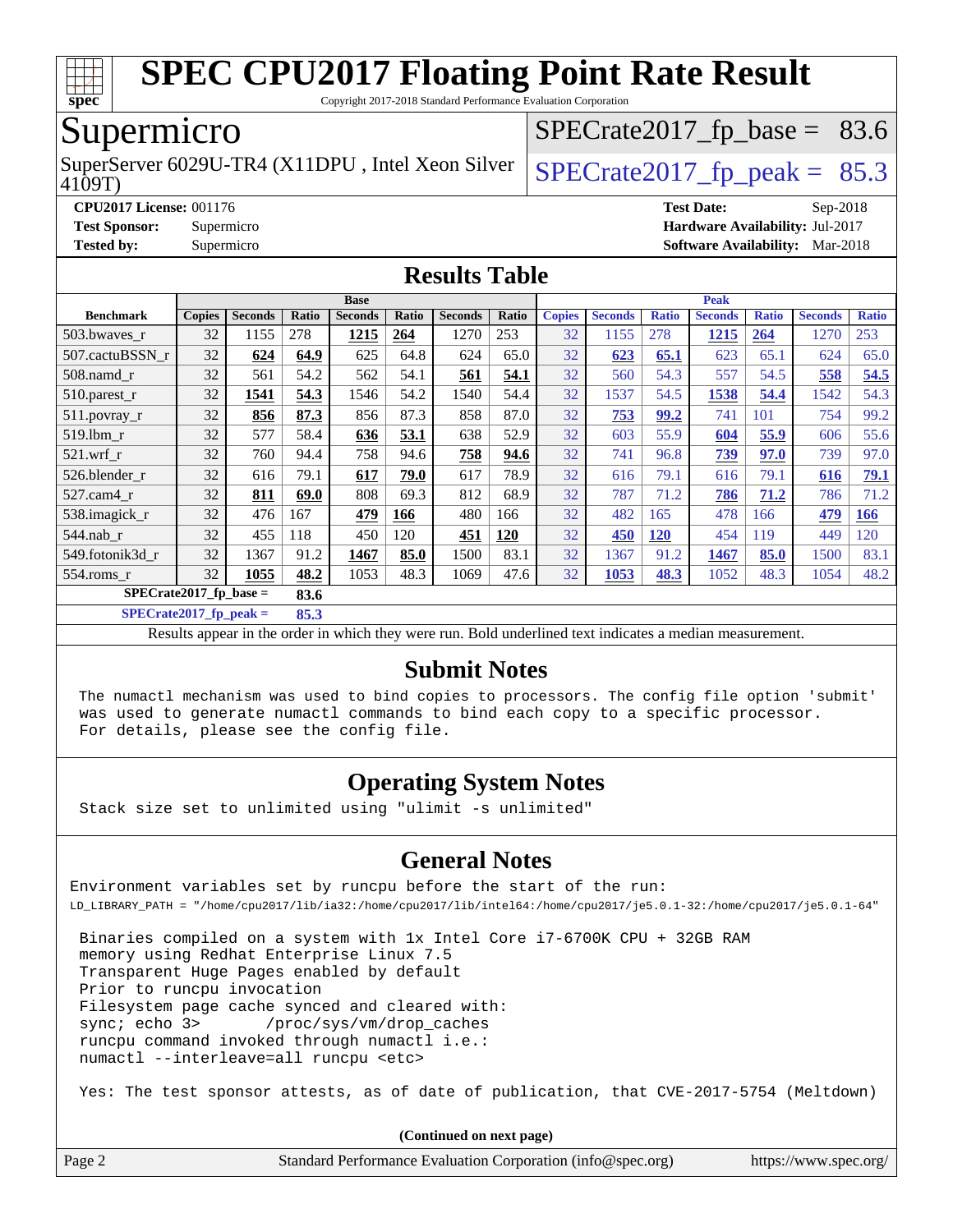# SPEC CPU2017 Floating Point Rate Result

Copyright 2017-2018 Standard Performance Evaluation Corporation

## Supermicro

SuperServer 6029U-TR4 (X11DPU , Intel Xeon Silver 4109T)

SPECrate2017_fp_base = 83.6

SPECrate2017_fp_peak = 85.3

**CPU2017 License:** 001176
**Test Sponsor:** Supermicro
**Tested by:** Supermicro

**Test Date:** Sep-2018
**Hardware Availability:** Jul-2017
**Software Availability:** Mar-2018

## Results Table

| Benchmark | Base | | | | | | | Peak | | | | | | |
|---|---|---|---|---|---|---|---|---|---|---|---|---|---|---|
| | Copies | Seconds | Ratio | Seconds | Ratio | Seconds | Ratio | Copies | Seconds | Ratio | Seconds | Ratio | Seconds | Ratio |
| 503.bwaves_r | 32 | 1155 | 278 | **1215** | **264** | 1270 | 253 | 32 | 1155 | 278 | **1215** | **264** | 1270 | 253 |
| 507.cactuBSSN_r | 32 | **624** | **64.9** | 625 | 64.8 | 624 | 65.0 | 32 | **623** | **65.1** | 623 | 65.1 | 624 | 65.0 |
| 508.namd_r | 32 | 561 | 54.2 | 562 | 54.1 | **561** | **54.1** | 32 | 560 | 54.3 | 557 | 54.5 | **558** | **54.5** |
| 510.parest_r | 32 | **1541** | **54.3** | 1546 | 54.2 | 1540 | 54.4 | 32 | 1537 | 54.5 | **1538** | **54.4** | 1542 | 54.3 |
| 511.povray_r | 32 | **856** | **87.3** | 856 | 87.3 | 858 | 87.0 | 32 | **753** | **99.2** | 741 | 101 | 754 | 99.2 |
| 519.lbm_r | 32 | 577 | 58.4 | **636** | **53.1** | 638 | 52.9 | 32 | 603 | 55.9 | **604** | **55.9** | 606 | 55.6 |
| 521.wrf_r | 32 | 760 | 94.4 | 758 | 94.6 | **758** | **94.6** | 32 | 741 | 96.8 | **739** | **97.0** | 739 | 97.0 |
| 526.blender_r | 32 | 616 | 79.1 | **617** | **79.0** | 617 | 78.9 | 32 | 616 | 79.1 | 616 | 79.1 | **616** | **79.1** |
| 527.cam4_r | 32 | **811** | **69.0** | 808 | 69.3 | 812 | 68.9 | 32 | 787 | 71.2 | **786** | **71.2** | 786 | 71.2 |
| 538.imagick_r | 32 | 476 | 167 | **479** | **166** | 480 | 166 | 32 | 482 | 165 | 478 | 166 | **479** | **166** |
| 544.nab_r | 32 | 455 | 118 | 450 | 120 | **451** | **120** | 32 | **450** | **120** | 454 | 119 | 449 | 120 |
| 549.fotonik3d_r | 32 | 1367 | 91.2 | **1467** | **85.0** | 1500 | 83.1 | 32 | 1367 | 91.2 | **1467** | **85.0** | 1500 | 83.1 |
| 554.roms_r | 32 | **1055** | **48.2** | 1053 | 48.3 | 1069 | 47.6 | 32 | **1053** | **48.3** | 1052 | 48.3 | 1054 | 48.2 |

**SPECrate2017_fp_base = 83.6**

**SPECrate2017_fp_peak = 85.3**

Results appear in the order in which they were run. Bold underlined text indicates a median measurement.

## Submit Notes

```
The numactl mechanism was used to bind copies to processors. The config file option 'submit'
was used to generate numactl commands to bind each copy to a specific processor.
For details, please see the config file.
```

## Operating System Notes

```
Stack size set to unlimited using "ulimit -s unlimited"
```

## General Notes

```
Environment variables set by runcpu before the start of the run:
LD_LIBRARY_PATH = "/home/cpu2017/lib/ia32:/home/cpu2017/lib/intel64:/home/cpu2017/je5.0.1-32:/home/cpu2017/je5.0.1-64"

 Binaries compiled on a system with 1x Intel Core i7-6700K CPU + 32GB RAM
 memory using Redhat Enterprise Linux 7.5
 Transparent Huge Pages enabled by default
 Prior to runcpu invocation
 Filesystem page cache synced and cleared with:
 sync; echo 3>       /proc/sys/vm/drop_caches
 runcpu command invoked through numactl i.e.:
 numactl --interleave=all runcpu <etc>

 Yes: The test sponsor attests, as of date of publication, that CVE-2017-5754 (Meltdown)
```

(Continued on next page)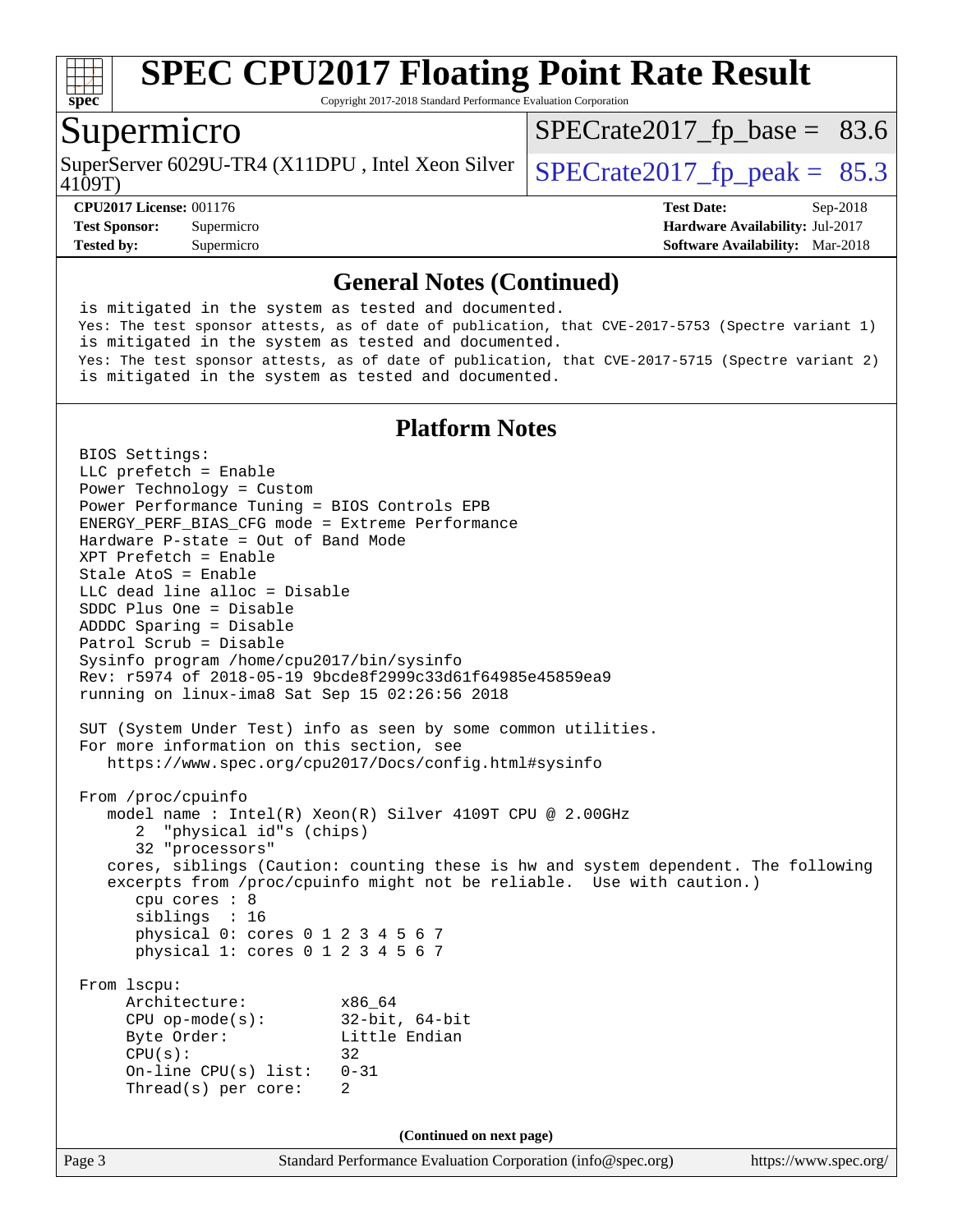## General Notes (Continued)

```
is mitigated in the system as tested and documented.
Yes: The test sponsor attests, as of date of publication, that CVE-2017-5753 (Spectre variant 1)
is mitigated in the system as tested and documented.
Yes: The test sponsor attests, as of date of publication, that CVE-2017-5715 (Spectre variant 2)
is mitigated in the system as tested and documented.
```

## Platform Notes

```
BIOS Settings:
LLC prefetch = Enable
Power Technology = Custom
Power Performance Tuning = BIOS Controls EPB
ENERGY_PERF_BIAS_CFG mode = Extreme Performance
Hardware P-state = Out of Band Mode
XPT Prefetch = Enable
Stale AtoS = Enable
LLC dead line alloc = Disable
SDDC Plus One = Disable
ADDDC Sparing = Disable
Patrol Scrub = Disable
Sysinfo program /home/cpu2017/bin/sysinfo
Rev: r5974 of 2018-05-19 9bcde8f2999c33d61f64985e45859ea9
running on linux-ima8 Sat Sep 15 02:26:56 2018

SUT (System Under Test) info as seen by some common utilities.
For more information on this section, see
   https://www.spec.org/cpu2017/Docs/config.html#sysinfo

From /proc/cpuinfo
   model name : Intel(R) Xeon(R) Silver 4109T CPU @ 2.00GHz
      2  "physical id"s (chips)
      32 "processors"
   cores, siblings (Caution: counting these is hw and system dependent. The following
   excerpts from /proc/cpuinfo might not be reliable.  Use with caution.)
      cpu cores : 8
      siblings  : 16
      physical 0: cores 0 1 2 3 4 5 6 7
      physical 1: cores 0 1 2 3 4 5 6 7

From lscpu:
     Architecture:          x86_64
     CPU op-mode(s):        32-bit, 64-bit
     Byte Order:            Little Endian
     CPU(s):                32
     On-line CPU(s) list:   0-31
     Thread(s) per core:    2
```

(Continued on next page)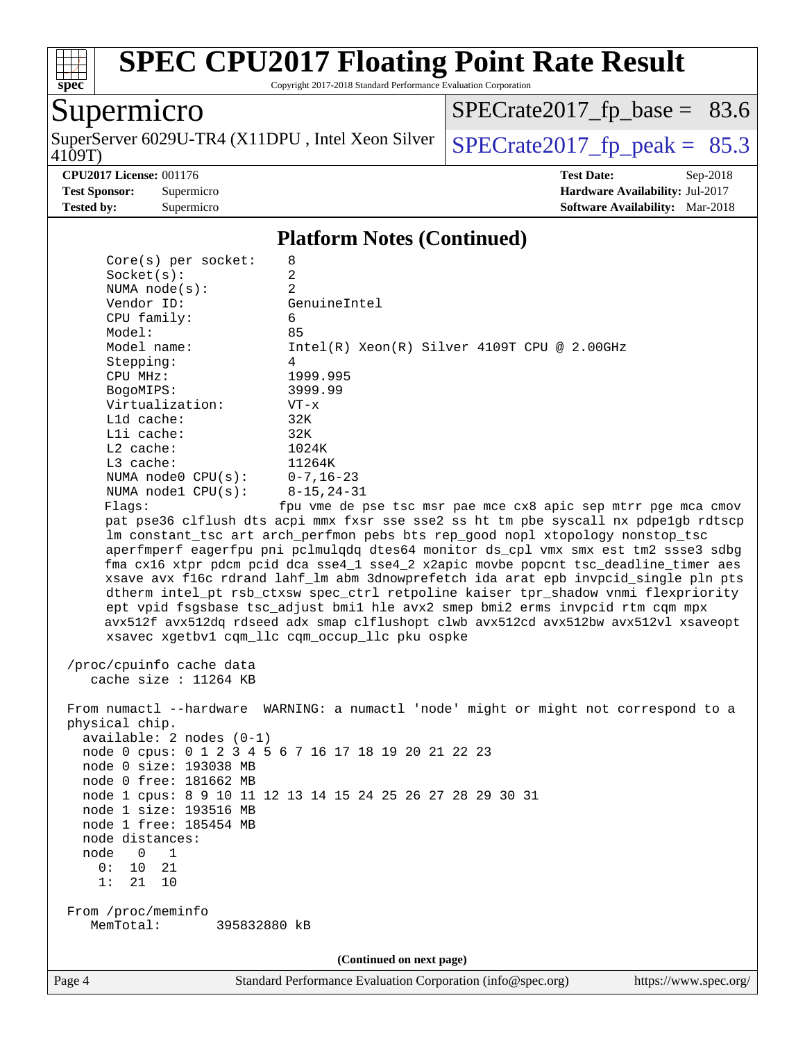# SPEC CPU2017 Floating Point Rate Result

Copyright 2017-2018 Standard Performance Evaluation Corporation

**Supermicro**

SuperServer 6029U-TR4 (X11DPU , Intel Xeon Silver 4109T)

SPECrate2017_fp_base = 83.6

SPECrate2017_fp_peak = 85.3

**CPU2017 License:** 001176
**Test Sponsor:** Supermicro
**Tested by:** Supermicro

**Test Date:** Sep-2018
**Hardware Availability:** Jul-2017
**Software Availability:** Mar-2018

## Platform Notes (Continued)

```
     Core(s) per socket:    8
     Socket(s):             2
     NUMA node(s):          2
     Vendor ID:             GenuineIntel
     CPU family:            6
     Model:                 85
     Model name:            Intel(R) Xeon(R) Silver 4109T CPU @ 2.00GHz
     Stepping:              4
     CPU MHz:               1999.995
     BogoMIPS:              3999.99
     Virtualization:        VT-x
     L1d cache:             32K
     L1i cache:             32K
     L2 cache:              1024K
     L3 cache:              11264K
     NUMA node0 CPU(s):     0-7,16-23
     NUMA node1 CPU(s):     8-15,24-31
     Flags:                fpu vme de pse tsc msr pae mce cx8 apic sep mtrr pge mca cmov
     pat pse36 clflush dts acpi mmx fxsr sse sse2 ss ht tm pbe syscall nx pdpe1gb rdtscp
     lm constant_tsc art arch_perfmon pebs bts rep_good nopl xtopology nonstop_tsc
     aperfmperf eagerfpu pni pclmulqdq dtes64 monitor ds_cpl vmx smx est tm2 ssse3 sdbg
     fma cx16 xtpr pdcm pcid dca sse4_1 sse4_2 x2apic movbe popcnt tsc_deadline_timer aes
     xsave avx f16c rdrand lahf_lm abm 3dnowprefetch ida arat epb invpcid_single pln pts
     dtherm intel_pt rsb_ctxsw spec_ctrl retpoline kaiser tpr_shadow vnmi flexpriority
     ept vpid fsgsbase tsc_adjust bmi1 hle avx2 smep bmi2 erms invpcid rtm cqm mpx
     avx512f avx512dq rdseed adx smap clflushopt clwb avx512cd avx512bw avx512vl xsaveopt
     xsavec xgetbv1 cqm_llc cqm_occup_llc pku ospke

 /proc/cpuinfo cache data
    cache size : 11264 KB

 From numactl --hardware  WARNING: a numactl 'node' might or might not correspond to a
 physical chip.
   available: 2 nodes (0-1)
   node 0 cpus: 0 1 2 3 4 5 6 7 16 17 18 19 20 21 22 23
   node 0 size: 193038 MB
   node 0 free: 181662 MB
   node 1 cpus: 8 9 10 11 12 13 14 15 24 25 26 27 28 29 30 31
   node 1 size: 193516 MB
   node 1 free: 185454 MB
   node distances:
   node   0   1
     0:  10  21
     1:  21  10

 From /proc/meminfo
    MemTotal:       395832880 kB
```

(Continued on next page)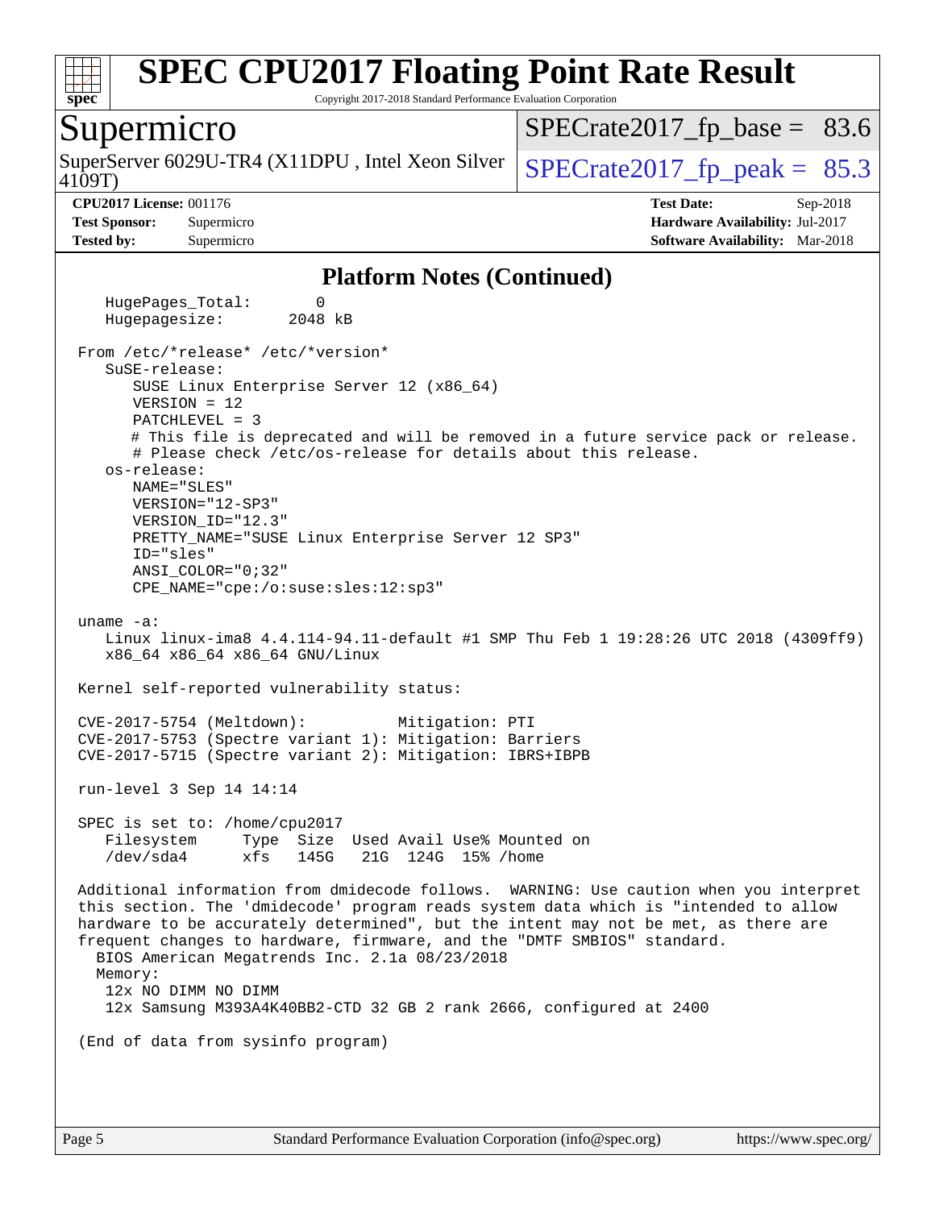# SPEC CPU2017 Floating Point Rate Result

Copyright 2017-2018 Standard Performance Evaluation Corporation

## Supermicro

SuperServer 6029U-TR4 (X11DPU , Intel Xeon Silver 4109T)

SPECrate2017_fp_base = 83.6

SPECrate2017_fp_peak = 85.3

**CPU2017 License:** 001176
**Test Sponsor:** Supermicro
**Tested by:** Supermicro

**Test Date:** Sep-2018
**Hardware Availability:** Jul-2017
**Software Availability:** Mar-2018

### Platform Notes (Continued)

```
    HugePages_Total:       0
    Hugepagesize:       2048 kB

 From /etc/*release* /etc/*version*
    SuSE-release:
       SUSE Linux Enterprise Server 12 (x86_64)
       VERSION = 12
       PATCHLEVEL = 3
       # This file is deprecated and will be removed in a future service pack or release.
       # Please check /etc/os-release for details about this release.
    os-release:
       NAME="SLES"
       VERSION="12-SP3"
       VERSION_ID="12.3"
       PRETTY_NAME="SUSE Linux Enterprise Server 12 SP3"
       ID="sles"
       ANSI_COLOR="0;32"
       CPE_NAME="cpe:/o:suse:sles:12:sp3"

 uname -a:
    Linux linux-ima8 4.4.114-94.11-default #1 SMP Thu Feb 1 19:28:26 UTC 2018 (4309ff9)
    x86_64 x86_64 x86_64 GNU/Linux

 Kernel self-reported vulnerability status:

 CVE-2017-5754 (Meltdown):          Mitigation: PTI
 CVE-2017-5753 (Spectre variant 1): Mitigation: Barriers
 CVE-2017-5715 (Spectre variant 2): Mitigation: IBRS+IBPB

 run-level 3 Sep 14 14:14

 SPEC is set to: /home/cpu2017
    Filesystem     Type  Size  Used Avail Use% Mounted on
    /dev/sda4      xfs   145G   21G  124G  15% /home

 Additional information from dmidecode follows.  WARNING: Use caution when you interpret
 this section. The 'dmidecode' program reads system data which is "intended to allow
 hardware to be accurately determined", but the intent may not be met, as there are
 frequent changes to hardware, firmware, and the "DMTF SMBIOS" standard.
   BIOS American Megatrends Inc. 2.1a 08/23/2018
   Memory:
    12x NO DIMM NO DIMM
    12x Samsung M393A4K40BB2-CTD 32 GB 2 rank 2666, configured at 2400

 (End of data from sysinfo program)
```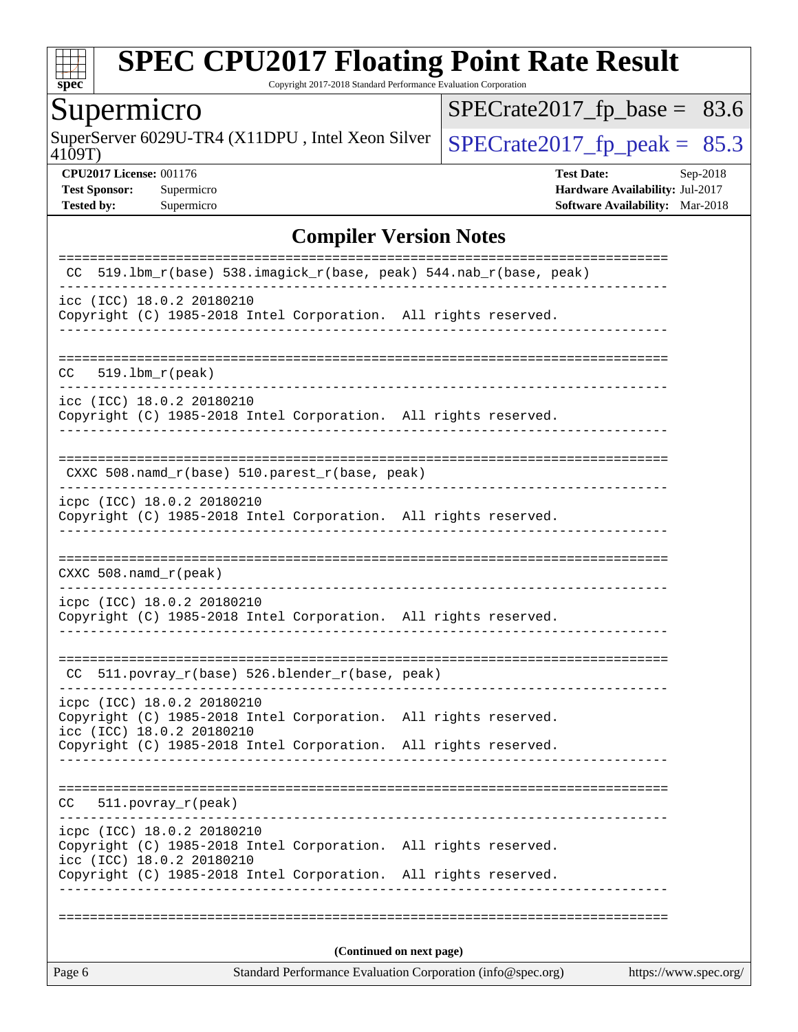## Compiler Version Notes

```
==============================================================================
 CC  519.lbm_r(base) 538.imagick_r(base, peak) 544.nab_r(base, peak)
------------------------------------------------------------------------------
icc (ICC) 18.0.2 20180210
Copyright (C) 1985-2018 Intel Corporation.  All rights reserved.
------------------------------------------------------------------------------

==============================================================================
CC   519.lbm_r(peak)
------------------------------------------------------------------------------
icc (ICC) 18.0.2 20180210
Copyright (C) 1985-2018 Intel Corporation.  All rights reserved.
------------------------------------------------------------------------------

==============================================================================
 CXXC 508.namd_r(base) 510.parest_r(base, peak)
------------------------------------------------------------------------------
icpc (ICC) 18.0.2 20180210
Copyright (C) 1985-2018 Intel Corporation.  All rights reserved.
------------------------------------------------------------------------------

==============================================================================
CXXC 508.namd_r(peak)
------------------------------------------------------------------------------
icpc (ICC) 18.0.2 20180210
Copyright (C) 1985-2018 Intel Corporation.  All rights reserved.
------------------------------------------------------------------------------

==============================================================================
 CC  511.povray_r(base) 526.blender_r(base, peak)
------------------------------------------------------------------------------
icpc (ICC) 18.0.2 20180210
Copyright (C) 1985-2018 Intel Corporation.  All rights reserved.
icc (ICC) 18.0.2 20180210
Copyright (C) 1985-2018 Intel Corporation.  All rights reserved.
------------------------------------------------------------------------------

==============================================================================
CC   511.povray_r(peak)
------------------------------------------------------------------------------
icpc (ICC) 18.0.2 20180210
Copyright (C) 1985-2018 Intel Corporation.  All rights reserved.
icc (ICC) 18.0.2 20180210
Copyright (C) 1985-2018 Intel Corporation.  All rights reserved.
------------------------------------------------------------------------------

==============================================================================
```

**(Continued on next page)**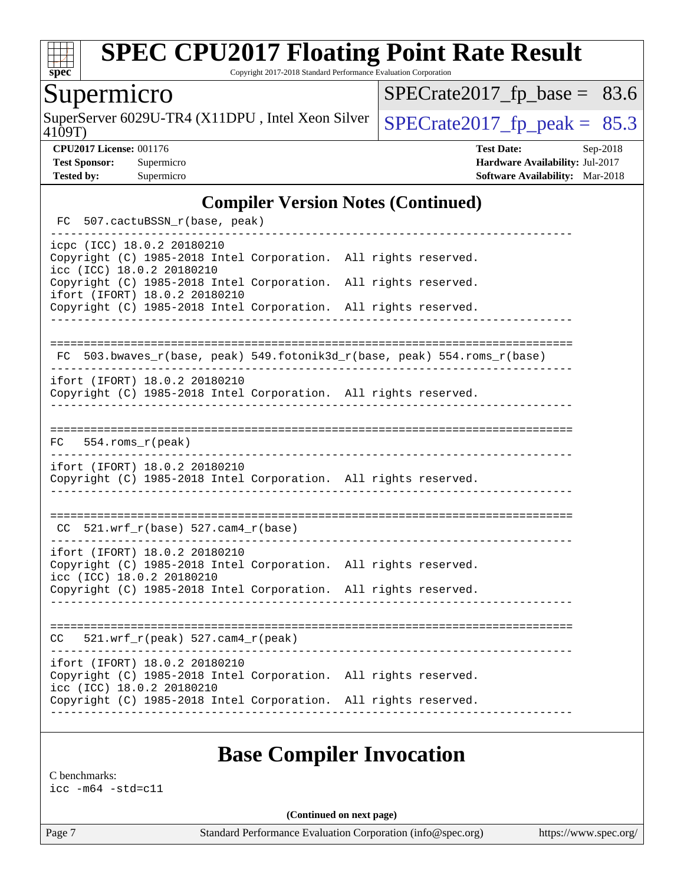## Compiler Version Notes (Continued)

```
 FC  507.cactuBSSN_r(base, peak)
------------------------------------------------------------------------------
icpc (ICC) 18.0.2 20180210
Copyright (C) 1985-2018 Intel Corporation.  All rights reserved.
icc (ICC) 18.0.2 20180210
Copyright (C) 1985-2018 Intel Corporation.  All rights reserved.
ifort (IFORT) 18.0.2 20180210
Copyright (C) 1985-2018 Intel Corporation.  All rights reserved.
------------------------------------------------------------------------------

==============================================================================
 FC  503.bwaves_r(base, peak) 549.fotonik3d_r(base, peak) 554.roms_r(base)
------------------------------------------------------------------------------
ifort (IFORT) 18.0.2 20180210
Copyright (C) 1985-2018 Intel Corporation.  All rights reserved.
------------------------------------------------------------------------------

==============================================================================
 FC   554.roms_r(peak)
------------------------------------------------------------------------------
ifort (IFORT) 18.0.2 20180210
Copyright (C) 1985-2018 Intel Corporation.  All rights reserved.
------------------------------------------------------------------------------

==============================================================================
 CC  521.wrf_r(base) 527.cam4_r(base)
------------------------------------------------------------------------------
ifort (IFORT) 18.0.2 20180210
Copyright (C) 1985-2018 Intel Corporation.  All rights reserved.
icc (ICC) 18.0.2 20180210
Copyright (C) 1985-2018 Intel Corporation.  All rights reserved.
------------------------------------------------------------------------------

==============================================================================
 CC   521.wrf_r(peak) 527.cam4_r(peak)
------------------------------------------------------------------------------
ifort (IFORT) 18.0.2 20180210
Copyright (C) 1985-2018 Intel Corporation.  All rights reserved.
icc (ICC) 18.0.2 20180210
Copyright (C) 1985-2018 Intel Corporation.  All rights reserved.
------------------------------------------------------------------------------
```

## Base Compiler Invocation

C benchmarks:
icc -m64 -std=c11

**(Continued on next page)**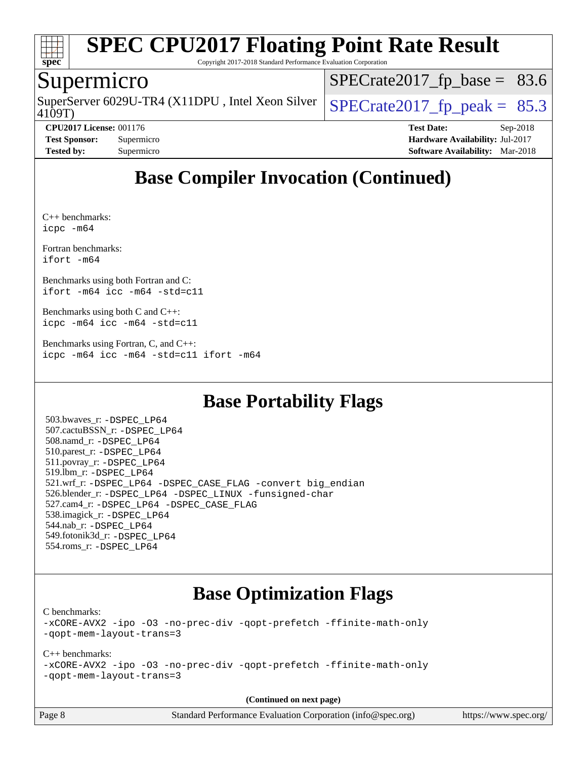# SPEC CPU2017 Floating Point Rate Result

Copyright 2017-2018 Standard Performance Evaluation Corporation

## Supermicro

SuperServer 6029U-TR4 (X11DPU , Intel Xeon Silver 4109T)

SPECrate2017_fp_base = 83.6

SPECrate2017_fp_peak = 85.3

**CPU2017 License:** 001176
**Test Sponsor:** Supermicro
**Tested by:** Supermicro

**Test Date:** Sep-2018
**Hardware Availability:** Jul-2017
**Software Availability:** Mar-2018

## Base Compiler Invocation (Continued)

C++ benchmarks:
```
icpc -m64
```

Fortran benchmarks:
```
ifort -m64
```

Benchmarks using both Fortran and C:
```
ifort -m64 icc -m64 -std=c11
```

Benchmarks using both C and C++:
```
icpc -m64 icc -m64 -std=c11
```

Benchmarks using Fortran, C, and C++:
```
icpc -m64 icc -m64 -std=c11 ifort -m64
```

## Base Portability Flags

503.bwaves_r: -DSPEC_LP64
507.cactuBSSN_r: -DSPEC_LP64
508.namd_r: -DSPEC_LP64
510.parest_r: -DSPEC_LP64
511.povray_r: -DSPEC_LP64
519.lbm_r: -DSPEC_LP64
521.wrf_r: -DSPEC_LP64 -DSPEC_CASE_FLAG -convert big_endian
526.blender_r: -DSPEC_LP64 -DSPEC_LINUX -funsigned-char
527.cam4_r: -DSPEC_LP64 -DSPEC_CASE_FLAG
538.imagick_r: -DSPEC_LP64
544.nab_r: -DSPEC_LP64
549.fotonik3d_r: -DSPEC_LP64
554.roms_r: -DSPEC_LP64

## Base Optimization Flags

C benchmarks:
```
-xCORE-AVX2 -ipo -O3 -no-prec-div -qopt-prefetch -ffinite-math-only
-qopt-mem-layout-trans=3
```

C++ benchmarks:
```
-xCORE-AVX2 -ipo -O3 -no-prec-div -qopt-prefetch -ffinite-math-only
-qopt-mem-layout-trans=3
```

**(Continued on next page)**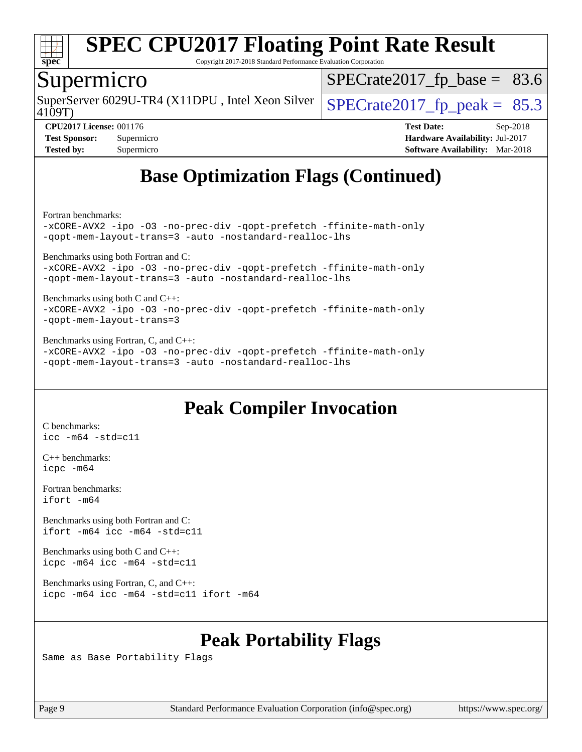## Base Optimization Flags (Continued)

Fortran benchmarks:
```
-xCORE-AVX2 -ipo -O3 -no-prec-div -qopt-prefetch -ffinite-math-only
-qopt-mem-layout-trans=3 -auto -nostandard-realloc-lhs
```

Benchmarks using both Fortran and C:
```
-xCORE-AVX2 -ipo -O3 -no-prec-div -qopt-prefetch -ffinite-math-only
-qopt-mem-layout-trans=3 -auto -nostandard-realloc-lhs
```

Benchmarks using both C and C++:
```
-xCORE-AVX2 -ipo -O3 -no-prec-div -qopt-prefetch -ffinite-math-only
-qopt-mem-layout-trans=3
```

Benchmarks using Fortran, C, and C++:
```
-xCORE-AVX2 -ipo -O3 -no-prec-div -qopt-prefetch -ffinite-math-only
-qopt-mem-layout-trans=3 -auto -nostandard-realloc-lhs
```

## Peak Compiler Invocation

C benchmarks:
```
icc -m64 -std=c11
```

C++ benchmarks:
```
icpc -m64
```

Fortran benchmarks:
```
ifort -m64
```

Benchmarks using both Fortran and C:
```
ifort -m64 icc -m64 -std=c11
```

Benchmarks using both C and C++:
```
icpc -m64 icc -m64 -std=c11
```

Benchmarks using Fortran, C, and C++:
```
icpc -m64 icc -m64 -std=c11 ifort -m64
```

## Peak Portability Flags

Same as Base Portability Flags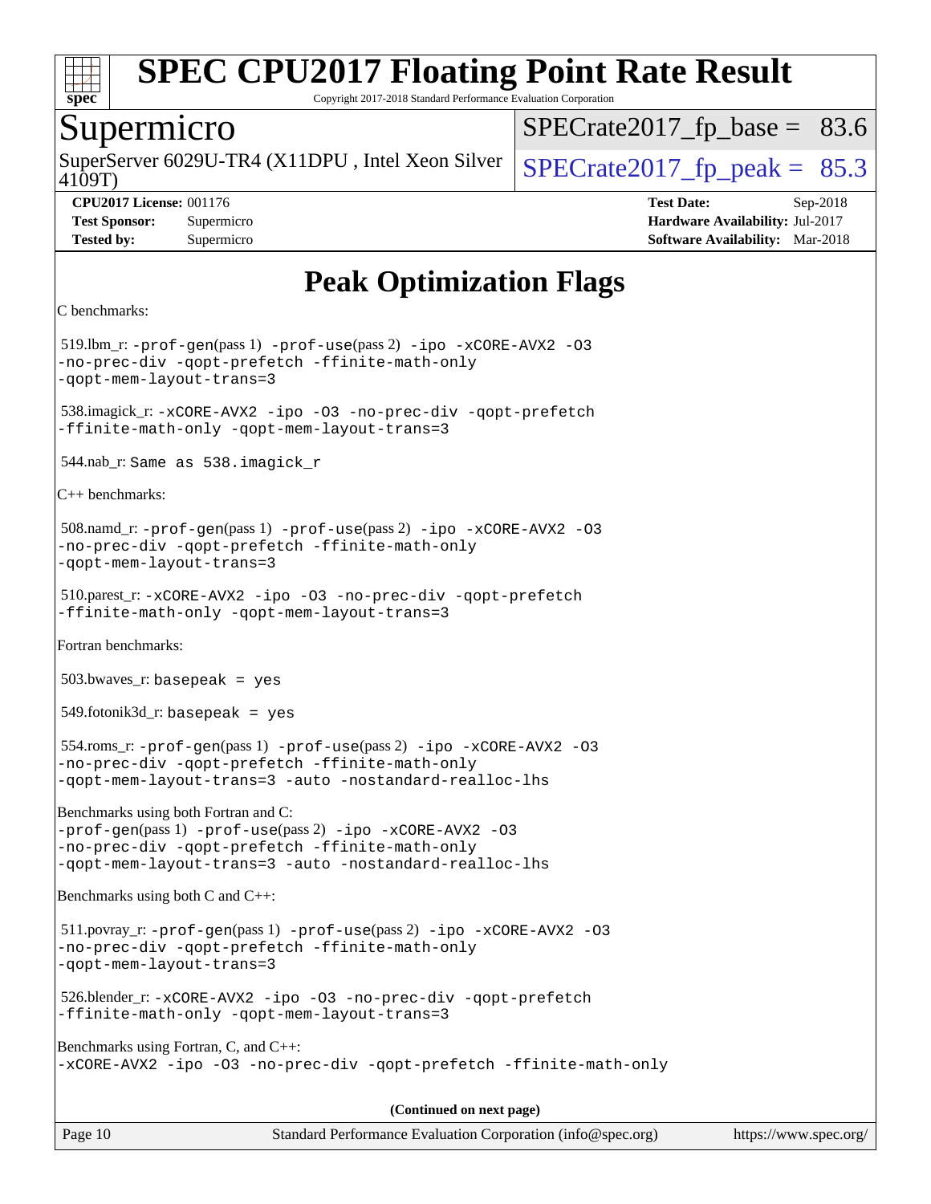# SPEC CPU2017 Floating Point Rate Result

Copyright 2017-2018 Standard Performance Evaluation Corporation

## Supermicro

SuperServer 6029U-TR4 (X11DPU , Intel Xeon Silver 4109T)

SPECrate2017_fp_base = 83.6

SPECrate2017_fp_peak = 85.3

**CPU2017 License:** 001176
**Test Sponsor:** Supermicro
**Tested by:** Supermicro

**Test Date:** Sep-2018
**Hardware Availability:** Jul-2017
**Software Availability:** Mar-2018

# Peak Optimization Flags

C benchmarks:

519.lbm_r: `-prof-gen`(pass 1) `-prof-use`(pass 2) `-ipo -xCORE-AVX2 -O3 -no-prec-div -qopt-prefetch -ffinite-math-only -qopt-mem-layout-trans=3`

538.imagick_r: `-xCORE-AVX2 -ipo -O3 -no-prec-div -qopt-prefetch -ffinite-math-only -qopt-mem-layout-trans=3`

544.nab_r: `Same as 538.imagick_r`

C++ benchmarks:

508.namd_r: `-prof-gen`(pass 1) `-prof-use`(pass 2) `-ipo -xCORE-AVX2 -O3 -no-prec-div -qopt-prefetch -ffinite-math-only -qopt-mem-layout-trans=3`

510.parest_r: `-xCORE-AVX2 -ipo -O3 -no-prec-div -qopt-prefetch -ffinite-math-only -qopt-mem-layout-trans=3`

Fortran benchmarks:

503.bwaves_r: `basepeak = yes`

549.fotonik3d_r: `basepeak = yes`

554.roms_r: `-prof-gen`(pass 1) `-prof-use`(pass 2) `-ipo -xCORE-AVX2 -O3 -no-prec-div -qopt-prefetch -ffinite-math-only -qopt-mem-layout-trans=3 -auto -nostandard-realloc-lhs`

Benchmarks using both Fortran and C:
`-prof-gen`(pass 1) `-prof-use`(pass 2) `-ipo -xCORE-AVX2 -O3 -no-prec-div -qopt-prefetch -ffinite-math-only -qopt-mem-layout-trans=3 -auto -nostandard-realloc-lhs`

Benchmarks using both C and C++:

511.povray_r: `-prof-gen`(pass 1) `-prof-use`(pass 2) `-ipo -xCORE-AVX2 -O3 -no-prec-div -qopt-prefetch -ffinite-math-only -qopt-mem-layout-trans=3`

526.blender_r: `-xCORE-AVX2 -ipo -O3 -no-prec-div -qopt-prefetch -ffinite-math-only -qopt-mem-layout-trans=3`

Benchmarks using Fortran, C, and C++:
`-xCORE-AVX2 -ipo -O3 -no-prec-div -qopt-prefetch -ffinite-math-only`

**(Continued on next page)**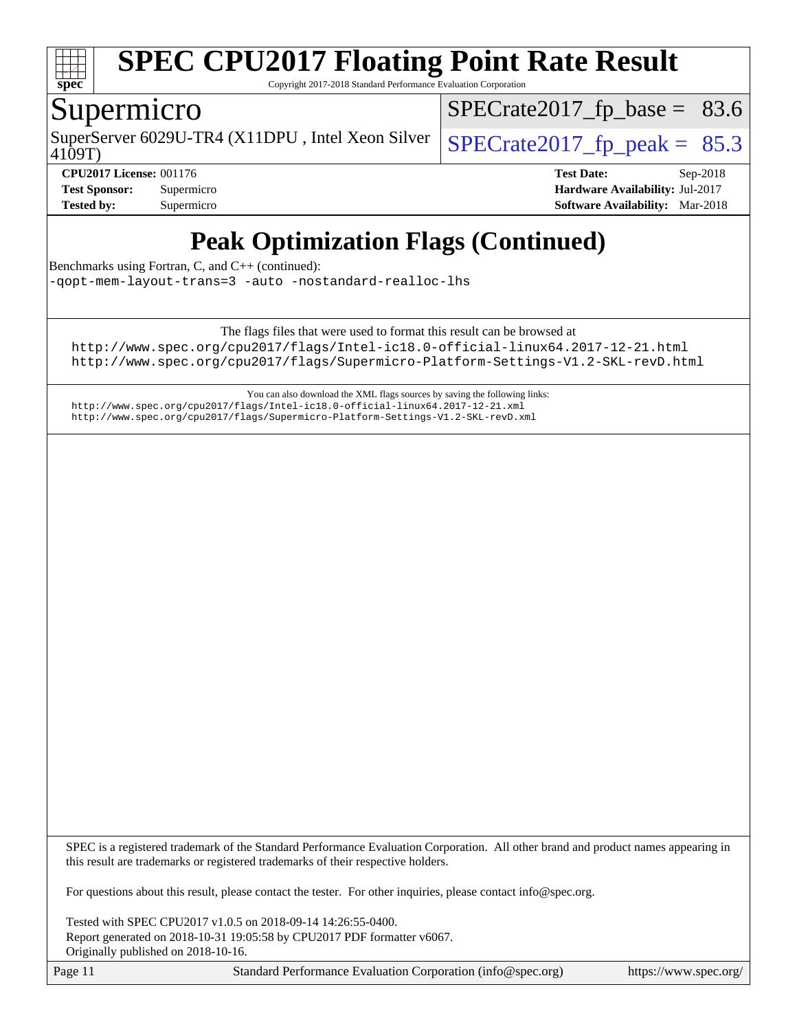# SPEC CPU2017 Floating Point Rate Result

Copyright 2017-2018 Standard Performance Evaluation Corporation

## Supermicro

SuperServer 6029U-TR4 (X11DPU , Intel Xeon Silver 4109T)

SPECrate2017_fp_base = 83.6

SPECrate2017_fp_peak = 85.3

**CPU2017 License:** 001176
**Test Sponsor:** Supermicro
**Tested by:** Supermicro

**Test Date:** Sep-2018
**Hardware Availability:** Jul-2017
**Software Availability:** Mar-2018

# Peak Optimization Flags (Continued)

Benchmarks using Fortran, C, and C++ (continued):

-qopt-mem-layout-trans=3 -auto -nostandard-realloc-lhs

The flags files that were used to format this result can be browsed at

http://www.spec.org/cpu2017/flags/Intel-ic18.0-official-linux64.2017-12-21.html
http://www.spec.org/cpu2017/flags/Supermicro-Platform-Settings-V1.2-SKL-revD.html

You can also download the XML flags sources by saving the following links:

http://www.spec.org/cpu2017/flags/Intel-ic18.0-official-linux64.2017-12-21.xml
http://www.spec.org/cpu2017/flags/Supermicro-Platform-Settings-V1.2-SKL-revD.xml

SPEC is a registered trademark of the Standard Performance Evaluation Corporation. All other brand and product names appearing in this result are trademarks or registered trademarks of their respective holders.

For questions about this result, please contact the tester. For other inquiries, please contact info@spec.org.

Tested with SPEC CPU2017 v1.0.5 on 2018-09-14 14:26:55-0400.
Report generated on 2018-10-31 19:05:58 by CPU2017 PDF formatter v6067.
Originally published on 2018-10-16.